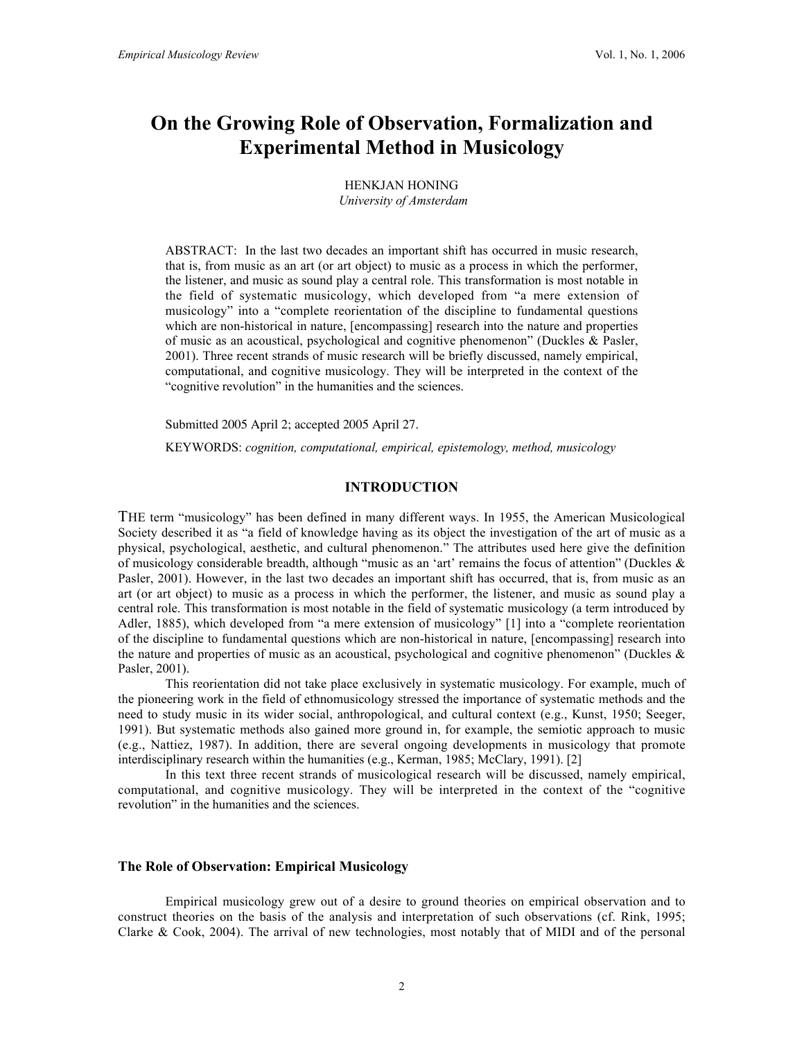# On the Growing Role of Observation, Formalization and Experimental Method in Musicology

HENKJAN HONING
*University of Amsterdam*

ABSTRACT: In the last two decades an important shift has occurred in music research, that is, from music as an art (or art object) to music as a process in which the performer, the listener, and music as sound play a central role. This transformation is most notable in the field of systematic musicology, which developed from "a mere extension of musicology" into a "complete reorientation of the discipline to fundamental questions which are non-historical in nature, [encompassing] research into the nature and properties of music as an acoustical, psychological and cognitive phenomenon" (Duckles & Pasler, 2001). Three recent strands of music research will be briefly discussed, namely empirical, computational, and cognitive musicology. They will be interpreted in the context of the "cognitive revolution" in the humanities and the sciences.

Submitted 2005 April 2; accepted 2005 April 27.

KEYWORDS: *cognition, computational, empirical, epistemology, method, musicology*

## INTRODUCTION

THE term "musicology" has been defined in many different ways. In 1955, the American Musicological Society described it as "a field of knowledge having as its object the investigation of the art of music as a physical, psychological, aesthetic, and cultural phenomenon." The attributes used here give the definition of musicology considerable breadth, although "music as an 'art' remains the focus of attention" (Duckles & Pasler, 2001). However, in the last two decades an important shift has occurred, that is, from music as an art (or art object) to music as a process in which the performer, the listener, and music as sound play a central role. This transformation is most notable in the field of systematic musicology (a term introduced by Adler, 1885), which developed from "a mere extension of musicology" [1] into a "complete reorientation of the discipline to fundamental questions which are non-historical in nature, [encompassing] research into the nature and properties of music as an acoustical, psychological and cognitive phenomenon" (Duckles & Pasler, 2001).

This reorientation did not take place exclusively in systematic musicology. For example, much of the pioneering work in the field of ethnomusicology stressed the importance of systematic methods and the need to study music in its wider social, anthropological, and cultural context (e.g., Kunst, 1950; Seeger, 1991). But systematic methods also gained more ground in, for example, the semiotic approach to music (e.g., Nattiez, 1987). In addition, there are several ongoing developments in musicology that promote interdisciplinary research within the humanities (e.g., Kerman, 1985; McClary, 1991). [2]

In this text three recent strands of musicological research will be discussed, namely empirical, computational, and cognitive musicology. They will be interpreted in the context of the "cognitive revolution" in the humanities and the sciences.

### The Role of Observation: Empirical Musicology

Empirical musicology grew out of a desire to ground theories on empirical observation and to construct theories on the basis of the analysis and interpretation of such observations (cf. Rink, 1995; Clarke & Cook, 2004). The arrival of new technologies, most notably that of MIDI and of the personal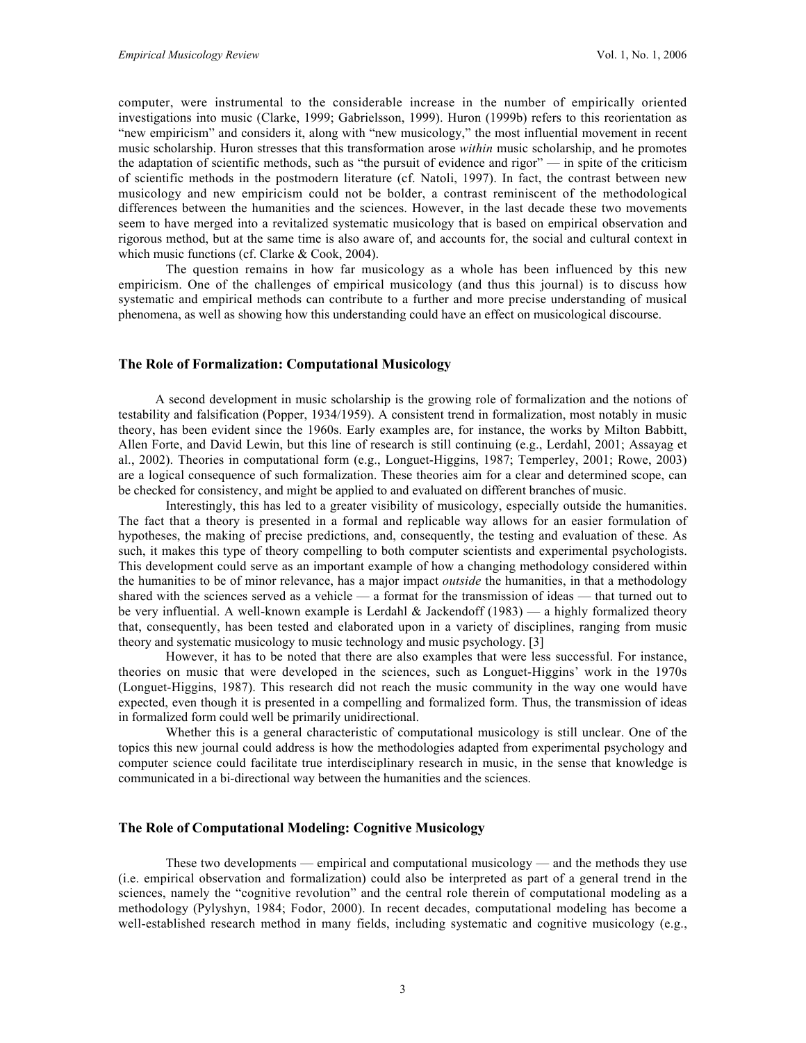computer, were instrumental to the considerable increase in the number of empirically oriented investigations into music (Clarke, 1999; Gabrielsson, 1999). Huron (1999b) refers to this reorientation as "new empiricism" and considers it, along with "new musicology," the most influential movement in recent music scholarship. Huron stresses that this transformation arose *within* music scholarship, and he promotes the adaptation of scientific methods, such as "the pursuit of evidence and rigor" — in spite of the criticism of scientific methods in the postmodern literature (cf. Natoli, 1997). In fact, the contrast between new musicology and new empiricism could not be bolder, a contrast reminiscent of the methodological differences between the humanities and the sciences. However, in the last decade these two movements seem to have merged into a revitalized systematic musicology that is based on empirical observation and rigorous method, but at the same time is also aware of, and accounts for, the social and cultural context in which music functions (cf. Clarke & Cook, 2004).

The question remains in how far musicology as a whole has been influenced by this new empiricism. One of the challenges of empirical musicology (and thus this journal) is to discuss how systematic and empirical methods can contribute to a further and more precise understanding of musical phenomena, as well as showing how this understanding could have an effect on musicological discourse.

### The Role of Formalization: Computational Musicology

A second development in music scholarship is the growing role of formalization and the notions of testability and falsification (Popper, 1934/1959). A consistent trend in formalization, most notably in music theory, has been evident since the 1960s. Early examples are, for instance, the works by Milton Babbitt, Allen Forte, and David Lewin, but this line of research is still continuing (e.g., Lerdahl, 2001; Assayag et al., 2002). Theories in computational form (e.g., Longuet-Higgins, 1987; Temperley, 2001; Rowe, 2003) are a logical consequence of such formalization. These theories aim for a clear and determined scope, can be checked for consistency, and might be applied to and evaluated on different branches of music.

Interestingly, this has led to a greater visibility of musicology, especially outside the humanities. The fact that a theory is presented in a formal and replicable way allows for an easier formulation of hypotheses, the making of precise predictions, and, consequently, the testing and evaluation of these. As such, it makes this type of theory compelling to both computer scientists and experimental psychologists. This development could serve as an important example of how a changing methodology considered within the humanities to be of minor relevance, has a major impact *outside* the humanities, in that a methodology shared with the sciences served as a vehicle — a format for the transmission of ideas — that turned out to be very influential. A well-known example is Lerdahl & Jackendoff (1983) — a highly formalized theory that, consequently, has been tested and elaborated upon in a variety of disciplines, ranging from music theory and systematic musicology to music technology and music psychology. [3]

However, it has to be noted that there are also examples that were less successful. For instance, theories on music that were developed in the sciences, such as Longuet-Higgins' work in the 1970s (Longuet-Higgins, 1987). This research did not reach the music community in the way one would have expected, even though it is presented in a compelling and formalized form. Thus, the transmission of ideas in formalized form could well be primarily unidirectional.

Whether this is a general characteristic of computational musicology is still unclear. One of the topics this new journal could address is how the methodologies adapted from experimental psychology and computer science could facilitate true interdisciplinary research in music, in the sense that knowledge is communicated in a bi-directional way between the humanities and the sciences.

### The Role of Computational Modeling: Cognitive Musicology

These two developments — empirical and computational musicology — and the methods they use (i.e. empirical observation and formalization) could also be interpreted as part of a general trend in the sciences, namely the "cognitive revolution" and the central role therein of computational modeling as a methodology (Pylyshyn, 1984; Fodor, 2000). In recent decades, computational modeling has become a well-established research method in many fields, including systematic and cognitive musicology (e.g.,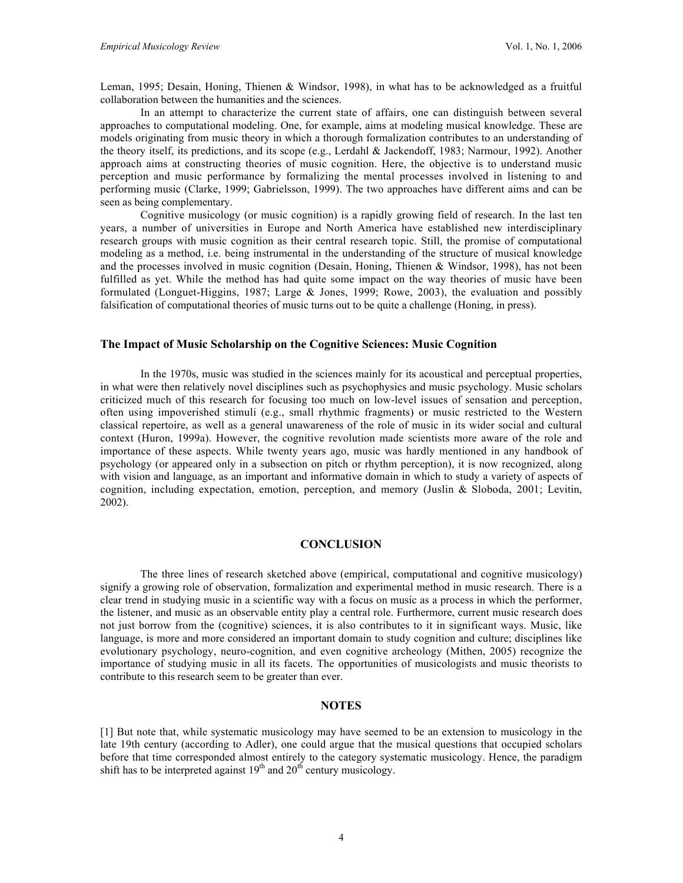Leman, 1995; Desain, Honing, Thienen & Windsor, 1998), in what has to be acknowledged as a fruitful collaboration between the humanities and the sciences.

In an attempt to characterize the current state of affairs, one can distinguish between several approaches to computational modeling. One, for example, aims at modeling musical knowledge. These are models originating from music theory in which a thorough formalization contributes to an understanding of the theory itself, its predictions, and its scope (e.g., Lerdahl & Jackendoff, 1983; Narmour, 1992). Another approach aims at constructing theories of music cognition. Here, the objective is to understand music perception and music performance by formalizing the mental processes involved in listening to and performing music (Clarke, 1999; Gabrielsson, 1999). The two approaches have different aims and can be seen as being complementary.

Cognitive musicology (or music cognition) is a rapidly growing field of research. In the last ten years, a number of universities in Europe and North America have established new interdisciplinary research groups with music cognition as their central research topic. Still, the promise of computational modeling as a method, i.e. being instrumental in the understanding of the structure of musical knowledge and the processes involved in music cognition (Desain, Honing, Thienen & Windsor, 1998), has not been fulfilled as yet. While the method has had quite some impact on the way theories of music have been formulated (Longuet-Higgins, 1987; Large & Jones, 1999; Rowe, 2003), the evaluation and possibly falsification of computational theories of music turns out to be quite a challenge (Honing, in press).

### The Impact of Music Scholarship on the Cognitive Sciences: Music Cognition

In the 1970s, music was studied in the sciences mainly for its acoustical and perceptual properties, in what were then relatively novel disciplines such as psychophysics and music psychology. Music scholars criticized much of this research for focusing too much on low-level issues of sensation and perception, often using impoverished stimuli (e.g., small rhythmic fragments) or music restricted to the Western classical repertoire, as well as a general unawareness of the role of music in its wider social and cultural context (Huron, 1999a). However, the cognitive revolution made scientists more aware of the role and importance of these aspects. While twenty years ago, music was hardly mentioned in any handbook of psychology (or appeared only in a subsection on pitch or rhythm perception), it is now recognized, along with vision and language, as an important and informative domain in which to study a variety of aspects of cognition, including expectation, emotion, perception, and memory (Juslin & Sloboda, 2001; Levitin, 2002).

## CONCLUSION

The three lines of research sketched above (empirical, computational and cognitive musicology) signify a growing role of observation, formalization and experimental method in music research. There is a clear trend in studying music in a scientific way with a focus on music as a process in which the performer, the listener, and music as an observable entity play a central role. Furthermore, current music research does not just borrow from the (cognitive) sciences, it is also contributes to it in significant ways. Music, like language, is more and more considered an important domain to study cognition and culture; disciplines like evolutionary psychology, neuro-cognition, and even cognitive archeology (Mithen, 2005) recognize the importance of studying music in all its facets. The opportunities of musicologists and music theorists to contribute to this research seem to be greater than ever.

## NOTES

[1] But note that, while systematic musicology may have seemed to be an extension to musicology in the late 19th century (according to Adler), one could argue that the musical questions that occupied scholars before that time corresponded almost entirely to the category systematic musicology. Hence, the paradigm shift has to be interpreted against 19th and 20th century musicology.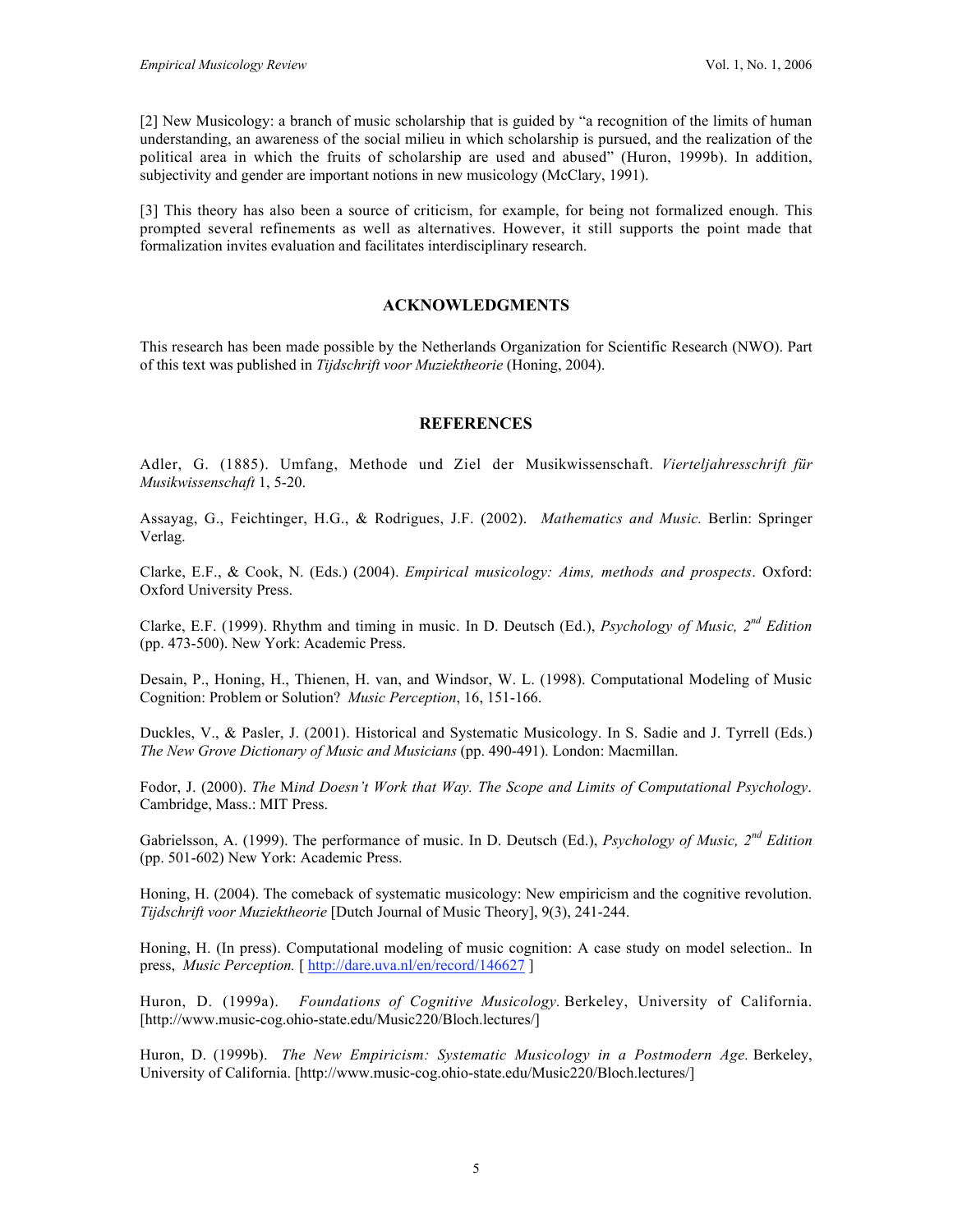[2] New Musicology: a branch of music scholarship that is guided by “a recognition of the limits of human understanding, an awareness of the social milieu in which scholarship is pursued, and the realization of the political area in which the fruits of scholarship are used and abused” (Huron, 1999b). In addition, subjectivity and gender are important notions in new musicology (McClary, 1991).

[3] This theory has also been a source of criticism, for example, for being not formalized enough. This prompted several refinements as well as alternatives. However, it still supports the point made that formalization invites evaluation and facilitates interdisciplinary research.

## ACKNOWLEDGMENTS

This research has been made possible by the Netherlands Organization for Scientific Research (NWO). Part of this text was published in *Tijdschrift voor Muziektheorie* (Honing, 2004).

## REFERENCES

Adler, G. (1885). Umfang, Methode und Ziel der Musikwissenschaft. *Vierteljahresschrift für Musikwissenschaft* 1, 5-20.

Assayag, G., Feichtinger, H.G., & Rodrigues, J.F. (2002). *Mathematics and Music.* Berlin: Springer Verlag.

Clarke, E.F., & Cook, N. (Eds.) (2004). *Empirical musicology: Aims, methods and prospects*. Oxford: Oxford University Press.

Clarke, E.F. (1999). Rhythm and timing in music. In D. Deutsch (Ed.), *Psychology of Music, 2nd Edition* (pp. 473-500). New York: Academic Press.

Desain, P., Honing, H., Thienen, H. van, and Windsor, W. L. (1998). Computational Modeling of Music Cognition: Problem or Solution? *Music Perception*, 16, 151-166.

Duckles, V., & Pasler, J. (2001). Historical and Systematic Musicology. In S. Sadie and J. Tyrrell (Eds.) *The New Grove Dictionary of Music and Musicians* (pp. 490-491). London: Macmillan.

Fodor, J. (2000). *The Mind Doesn’t Work that Way. The Scope and Limits of Computational Psychology*. Cambridge, Mass.: MIT Press.

Gabrielsson, A. (1999). The performance of music. In D. Deutsch (Ed.), *Psychology of Music, 2nd Edition* (pp. 501-602) New York: Academic Press.

Honing, H. (2004). The comeback of systematic musicology: New empiricism and the cognitive revolution. *Tijdschrift voor Muziektheorie* [Dutch Journal of Music Theory], 9(3), 241-244.

Honing, H. (In press). Computational modeling of music cognition: A case study on model selection.. In press, *Music Perception.* [ http://dare.uva.nl/en/record/146627 ]

Huron, D. (1999a). *Foundations of Cognitive Musicology.* Berkeley, University of California. [http://www.music-cog.ohio-state.edu/Music220/Bloch.lectures/]

Huron, D. (1999b). *The New Empiricism: Systematic Musicology in a Postmodern Age.* Berkeley, University of California. [http://www.music-cog.ohio-state.edu/Music220/Bloch.lectures/]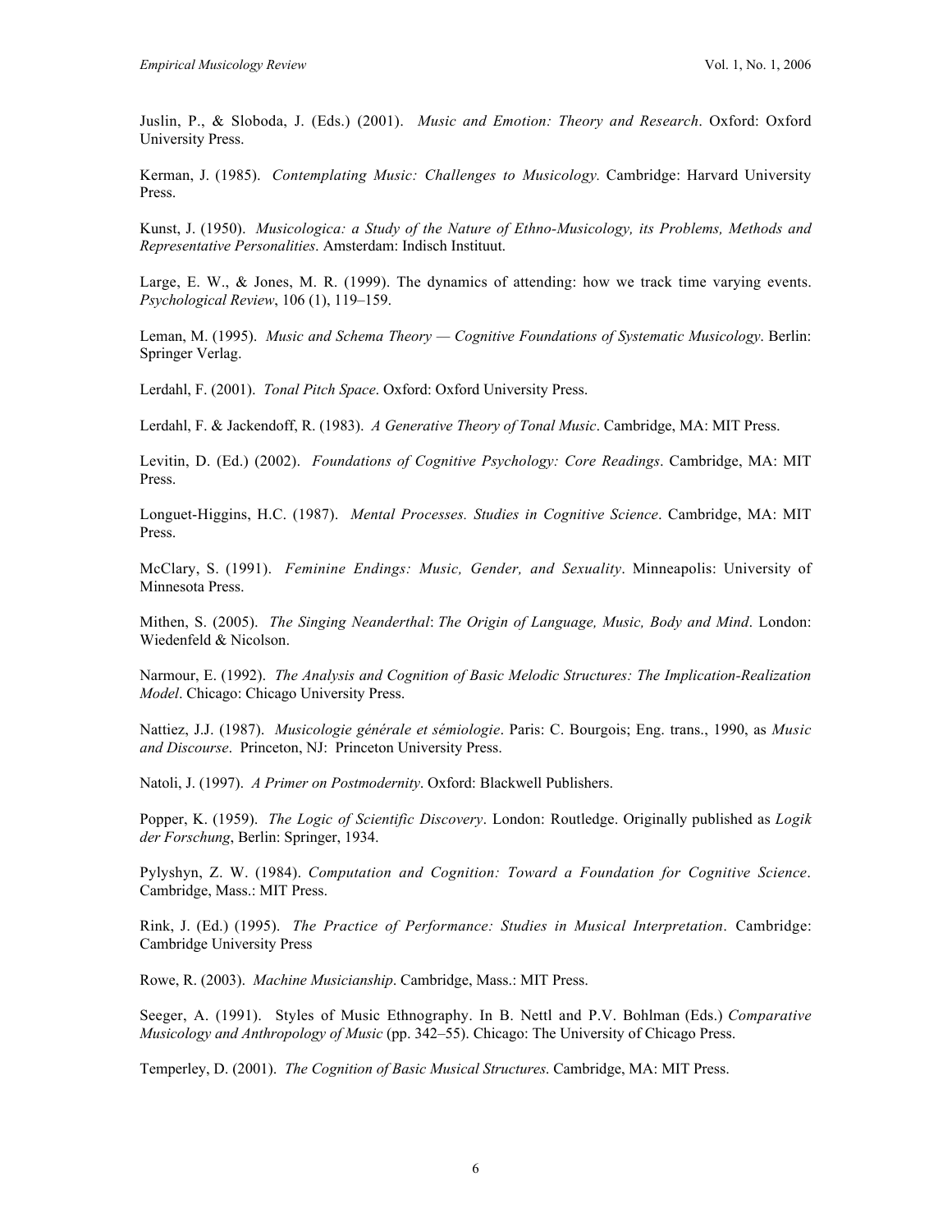Juslin, P., & Sloboda, J. (Eds.) (2001). *Music and Emotion: Theory and Research*. Oxford: Oxford University Press.

Kerman, J. (1985). *Contemplating Music: Challenges to Musicology*. Cambridge: Harvard University Press.

Kunst, J. (1950). *Musicologica: a Study of the Nature of Ethno-Musicology, its Problems, Methods and Representative Personalities*. Amsterdam: Indisch Instituut.

Large, E. W., & Jones, M. R. (1999). The dynamics of attending: how we track time varying events. *Psychological Review*, 106 (1), 119–159.

Leman, M. (1995). *Music and Schema Theory — Cognitive Foundations of Systematic Musicology*. Berlin: Springer Verlag.

Lerdahl, F. (2001). *Tonal Pitch Space*. Oxford: Oxford University Press.

Lerdahl, F. & Jackendoff, R. (1983). *A Generative Theory of Tonal Music*. Cambridge, MA: MIT Press.

Levitin, D. (Ed.) (2002). *Foundations of Cognitive Psychology: Core Readings*. Cambridge, MA: MIT Press.

Longuet-Higgins, H.C. (1987). *Mental Processes. Studies in Cognitive Science*. Cambridge, MA: MIT Press.

McClary, S. (1991). *Feminine Endings: Music, Gender, and Sexuality*. Minneapolis: University of Minnesota Press.

Mithen, S. (2005). *The Singing Neanderthal*: *The Origin of Language, Music, Body and Mind*. London: Wiedenfeld & Nicolson.

Narmour, E. (1992). *The Analysis and Cognition of Basic Melodic Structures: The Implication-Realization Model*. Chicago: Chicago University Press.

Nattiez, J.J. (1987). *Musicologie générale et sémiologie*. Paris: C. Bourgois; Eng. trans., 1990, as *Music and Discourse*. Princeton, NJ: Princeton University Press.

Natoli, J. (1997). *A Primer on Postmodernity*. Oxford: Blackwell Publishers.

Popper, K. (1959). *The Logic of Scientific Discovery*. London: Routledge. Originally published as *Logik der Forschung*, Berlin: Springer, 1934.

Pylyshyn, Z. W. (1984). *Computation and Cognition: Toward a Foundation for Cognitive Science*. Cambridge, Mass.: MIT Press.

Rink, J. (Ed.) (1995). *The Practice of Performance: Studies in Musical Interpretation*. Cambridge: Cambridge University Press

Rowe, R. (2003). *Machine Musicianship*. Cambridge, Mass.: MIT Press.

Seeger, A. (1991). Styles of Music Ethnography. In B. Nettl and P.V. Bohlman (Eds.) *Comparative Musicology and Anthropology of Music* (pp. 342–55). Chicago: The University of Chicago Press.

Temperley, D. (2001). *The Cognition of Basic Musical Structures*. Cambridge, MA: MIT Press.